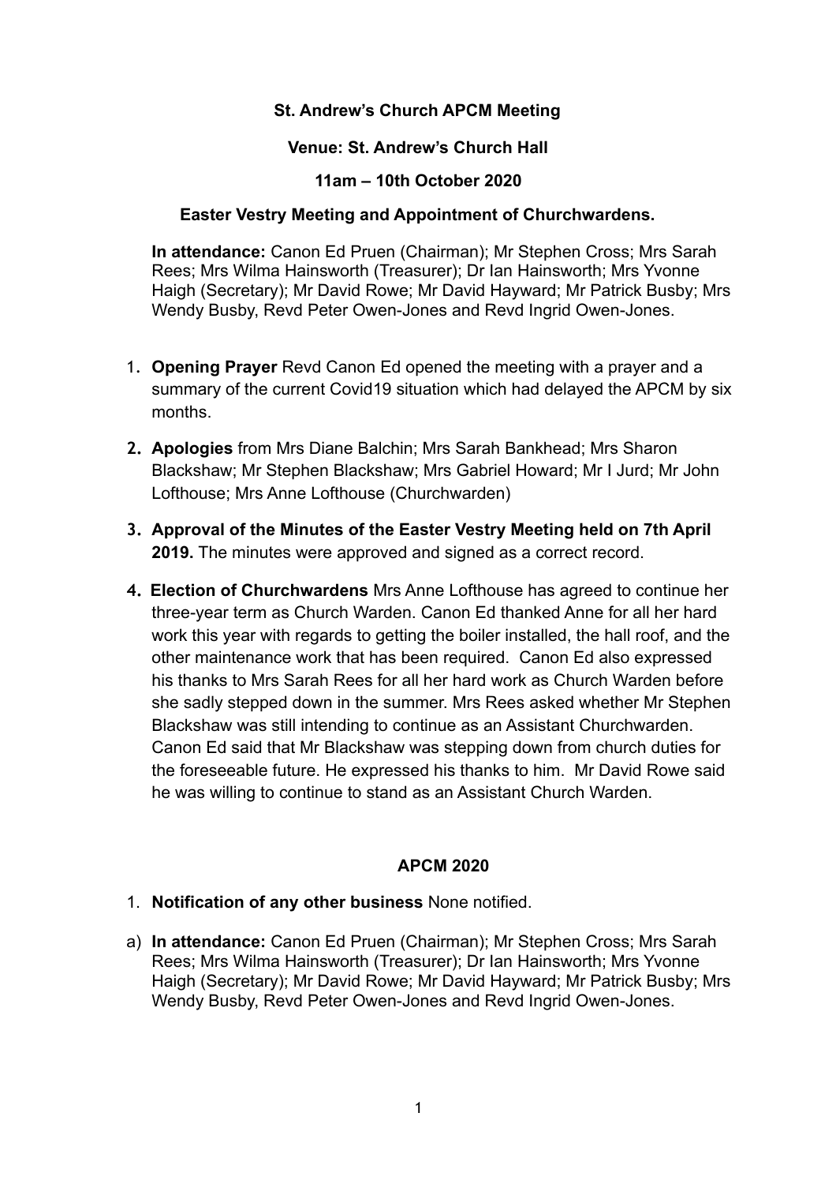**St. Andrew's Church APCM Meeting**

**Venue: St. Andrew's Church Hall**

**11am – 10th October 2020**

**Easter Vestry Meeting and Appointment of Churchwardens.**

**In attendance:** Canon Ed Pruen (Chairman); Mr Stephen Cross; Mrs Sarah Rees; Mrs Wilma Hainsworth (Treasurer); Dr Ian Hainsworth; Mrs Yvonne Haigh (Secretary); Mr David Rowe; Mr David Hayward; Mr Patrick Busby; Mrs Wendy Busby, Revd Peter Owen-Jones and Revd Ingrid Owen-Jones.

1. **Opening Prayer** Revd Canon Ed opened the meeting with a prayer and a summary of the current Covid19 situation which had delayed the APCM by six months.
2. **Apologies** from Mrs Diane Balchin; Mrs Sarah Bankhead; Mrs Sharon Blackshaw; Mr Stephen Blackshaw; Mrs Gabriel Howard; Mr I Jurd; Mr John Lofthouse; Mrs Anne Lofthouse (Churchwarden)
3. **Approval of the Minutes of the Easter Vestry Meeting held on 7th April 2019.** The minutes were approved and signed as a correct record.
4. **Election of Churchwardens** Mrs Anne Lofthouse has agreed to continue her three-year term as Church Warden. Canon Ed thanked Anne for all her hard work this year with regards to getting the boiler installed, the hall roof, and the other maintenance work that has been required. Canon Ed also expressed his thanks to Mrs Sarah Rees for all her hard work as Church Warden before she sadly stepped down in the summer. Mrs Rees asked whether Mr Stephen Blackshaw was still intending to continue as an Assistant Churchwarden. Canon Ed said that Mr Blackshaw was stepping down from church duties for the foreseeable future. He expressed his thanks to him. Mr David Rowe said he was willing to continue to stand as an Assistant Church Warden.

**APCM 2020**

1. **Notification of any other business** None notified.

a) **In attendance:** Canon Ed Pruen (Chairman); Mr Stephen Cross; Mrs Sarah Rees; Mrs Wilma Hainsworth (Treasurer); Dr Ian Hainsworth; Mrs Yvonne Haigh (Secretary); Mr David Rowe; Mr David Hayward; Mr Patrick Busby; Mrs Wendy Busby, Revd Peter Owen-Jones and Revd Ingrid Owen-Jones.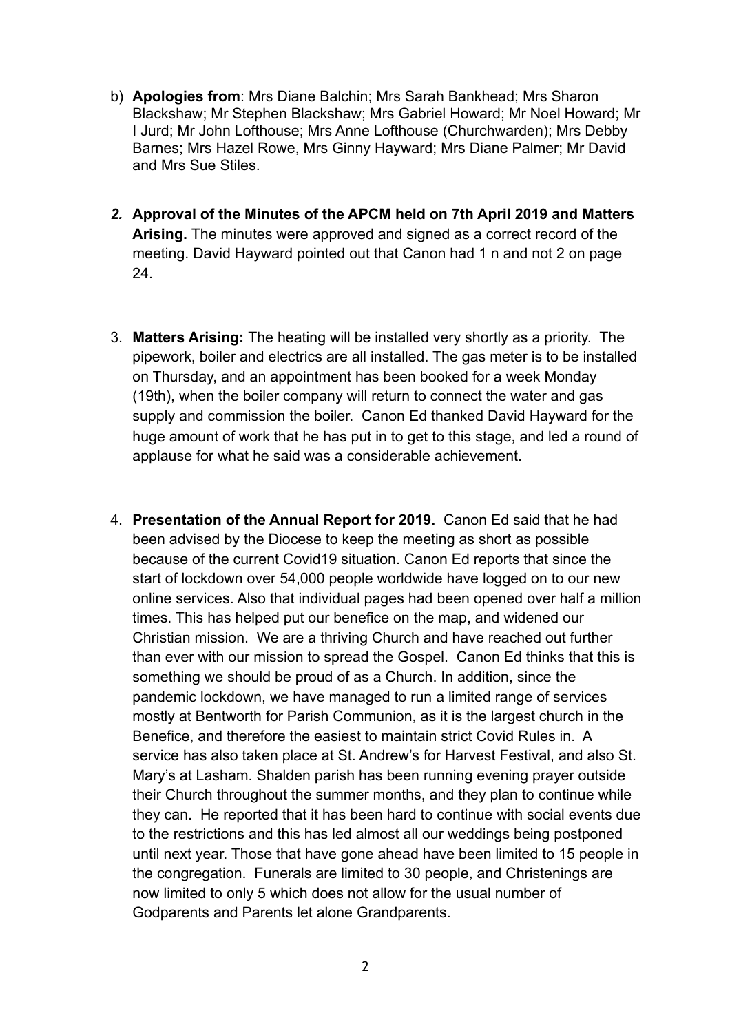b) **Apologies from**: Mrs Diane Balchin; Mrs Sarah Bankhead; Mrs Sharon Blackshaw; Mr Stephen Blackshaw; Mrs Gabriel Howard; Mr Noel Howard; Mr I Jurd; Mr John Lofthouse; Mrs Anne Lofthouse (Churchwarden); Mrs Debby Barnes; Mrs Hazel Rowe, Mrs Ginny Hayward; Mrs Diane Palmer; Mr David and Mrs Sue Stiles.

2. **Approval of the Minutes of the APCM held on 7th April 2019 and Matters Arising.** The minutes were approved and signed as a correct record of the meeting. David Hayward pointed out that Canon had 1 n and not 2 on page 24.

3. **Matters Arising:** The heating will be installed very shortly as a priority. The pipework, boiler and electrics are all installed. The gas meter is to be installed on Thursday, and an appointment has been booked for a week Monday (19th), when the boiler company will return to connect the water and gas supply and commission the boiler. Canon Ed thanked David Hayward for the huge amount of work that he has put in to get to this stage, and led a round of applause for what he said was a considerable achievement.

4. **Presentation of the Annual Report for 2019.** Canon Ed said that he had been advised by the Diocese to keep the meeting as short as possible because of the current Covid19 situation. Canon Ed reports that since the start of lockdown over 54,000 people worldwide have logged on to our new online services. Also that individual pages had been opened over half a million times. This has helped put our benefice on the map, and widened our Christian mission. We are a thriving Church and have reached out further than ever with our mission to spread the Gospel. Canon Ed thinks that this is something we should be proud of as a Church. In addition, since the pandemic lockdown, we have managed to run a limited range of services mostly at Bentworth for Parish Communion, as it is the largest church in the Benefice, and therefore the easiest to maintain strict Covid Rules in. A service has also taken place at St. Andrew's for Harvest Festival, and also St. Mary's at Lasham. Shalden parish has been running evening prayer outside their Church throughout the summer months, and they plan to continue while they can. He reported that it has been hard to continue with social events due to the restrictions and this has led almost all our weddings being postponed until next year. Those that have gone ahead have been limited to 15 people in the congregation. Funerals are limited to 30 people, and Christenings are now limited to only 5 which does not allow for the usual number of Godparents and Parents let alone Grandparents.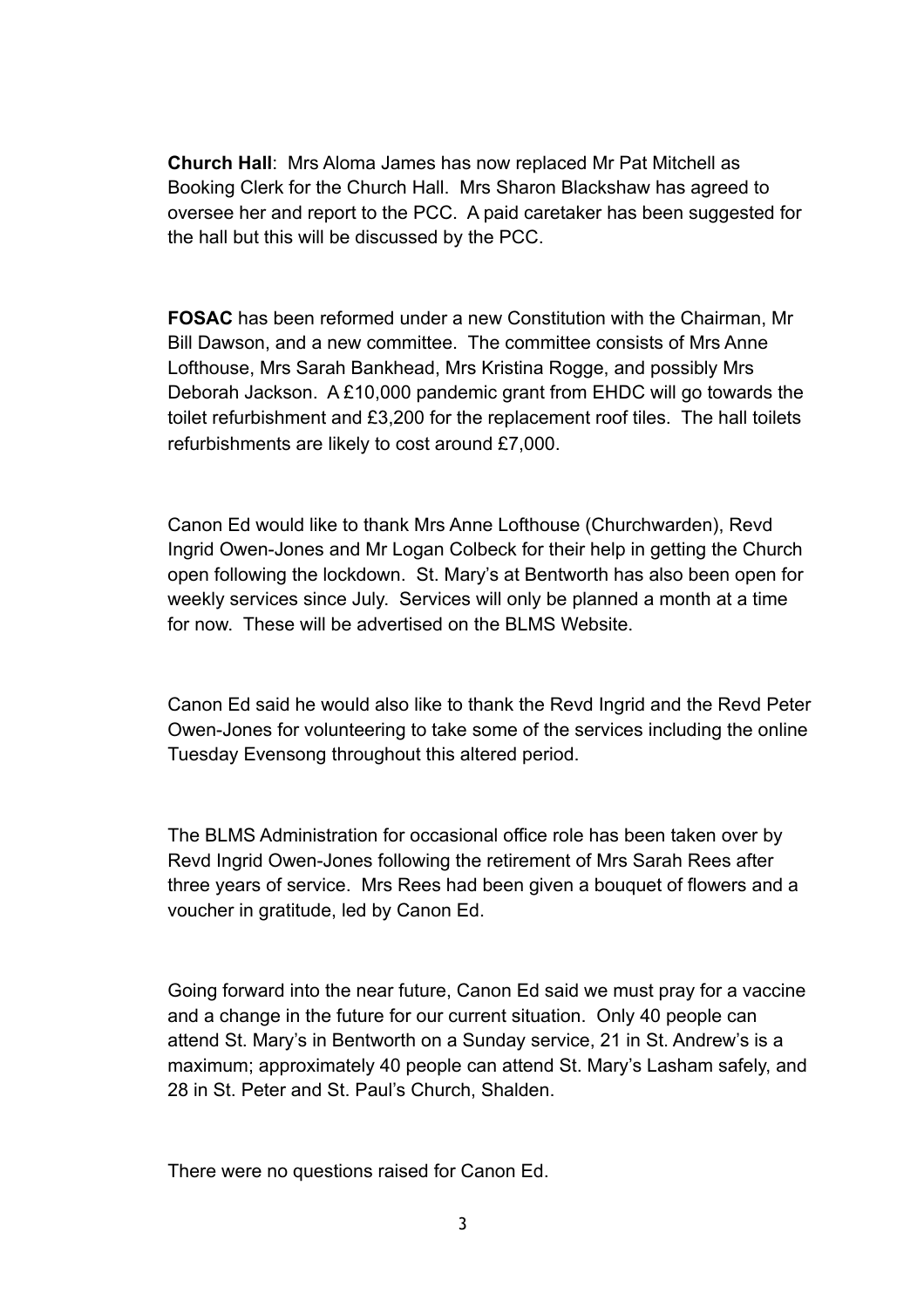**Church Hall**: Mrs Aloma James has now replaced Mr Pat Mitchell as Booking Clerk for the Church Hall. Mrs Sharon Blackshaw has agreed to oversee her and report to the PCC. A paid caretaker has been suggested for the hall but this will be discussed by the PCC.

**FOSAC** has been reformed under a new Constitution with the Chairman, Mr Bill Dawson, and a new committee. The committee consists of Mrs Anne Lofthouse, Mrs Sarah Bankhead, Mrs Kristina Rogge, and possibly Mrs Deborah Jackson. A £10,000 pandemic grant from EHDC will go towards the toilet refurbishment and £3,200 for the replacement roof tiles. The hall toilets refurbishments are likely to cost around £7,000.

Canon Ed would like to thank Mrs Anne Lofthouse (Churchwarden), Revd Ingrid Owen-Jones and Mr Logan Colbeck for their help in getting the Church open following the lockdown. St. Mary's at Bentworth has also been open for weekly services since July. Services will only be planned a month at a time for now. These will be advertised on the BLMS Website.

Canon Ed said he would also like to thank the Revd Ingrid and the Revd Peter Owen-Jones for volunteering to take some of the services including the online Tuesday Evensong throughout this altered period.

The BLMS Administration for occasional office role has been taken over by Revd Ingrid Owen-Jones following the retirement of Mrs Sarah Rees after three years of service. Mrs Rees had been given a bouquet of flowers and a voucher in gratitude, led by Canon Ed.

Going forward into the near future, Canon Ed said we must pray for a vaccine and a change in the future for our current situation. Only 40 people can attend St. Mary's in Bentworth on a Sunday service, 21 in St. Andrew's is a maximum; approximately 40 people can attend St. Mary's Lasham safely, and 28 in St. Peter and St. Paul's Church, Shalden.

There were no questions raised for Canon Ed.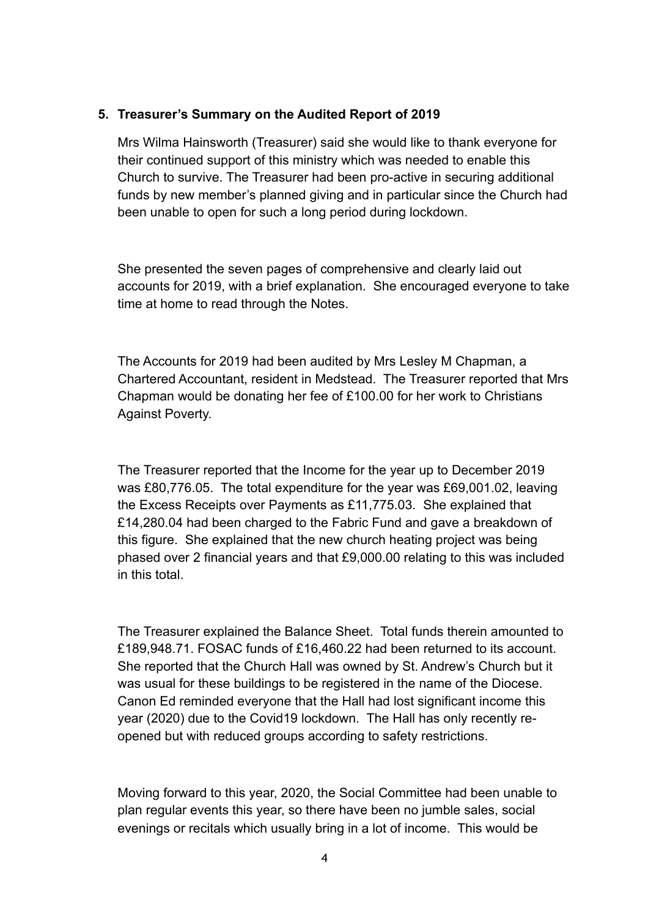## 5. Treasurer's Summary on the Audited Report of 2019

Mrs Wilma Hainsworth (Treasurer) said she would like to thank everyone for their continued support of this ministry which was needed to enable this Church to survive. The Treasurer had been pro-active in securing additional funds by new member's planned giving and in particular since the Church had been unable to open for such a long period during lockdown.

She presented the seven pages of comprehensive and clearly laid out accounts for 2019, with a brief explanation. She encouraged everyone to take time at home to read through the Notes.

The Accounts for 2019 had been audited by Mrs Lesley M Chapman, a Chartered Accountant, resident in Medstead. The Treasurer reported that Mrs Chapman would be donating her fee of £100.00 for her work to Christians Against Poverty.

The Treasurer reported that the Income for the year up to December 2019 was £80,776.05. The total expenditure for the year was £69,001.02, leaving the Excess Receipts over Payments as £11,775.03. She explained that £14,280.04 had been charged to the Fabric Fund and gave a breakdown of this figure. She explained that the new church heating project was being phased over 2 financial years and that £9,000.00 relating to this was included in this total.

The Treasurer explained the Balance Sheet. Total funds therein amounted to £189,948.71. FOSAC funds of £16,460.22 had been returned to its account. She reported that the Church Hall was owned by St. Andrew's Church but it was usual for these buildings to be registered in the name of the Diocese. Canon Ed reminded everyone that the Hall had lost significant income this year (2020) due to the Covid19 lockdown. The Hall has only recently re-opened but with reduced groups according to safety restrictions.

Moving forward to this year, 2020, the Social Committee had been unable to plan regular events this year, so there have been no jumble sales, social evenings or recitals which usually bring in a lot of income. This would be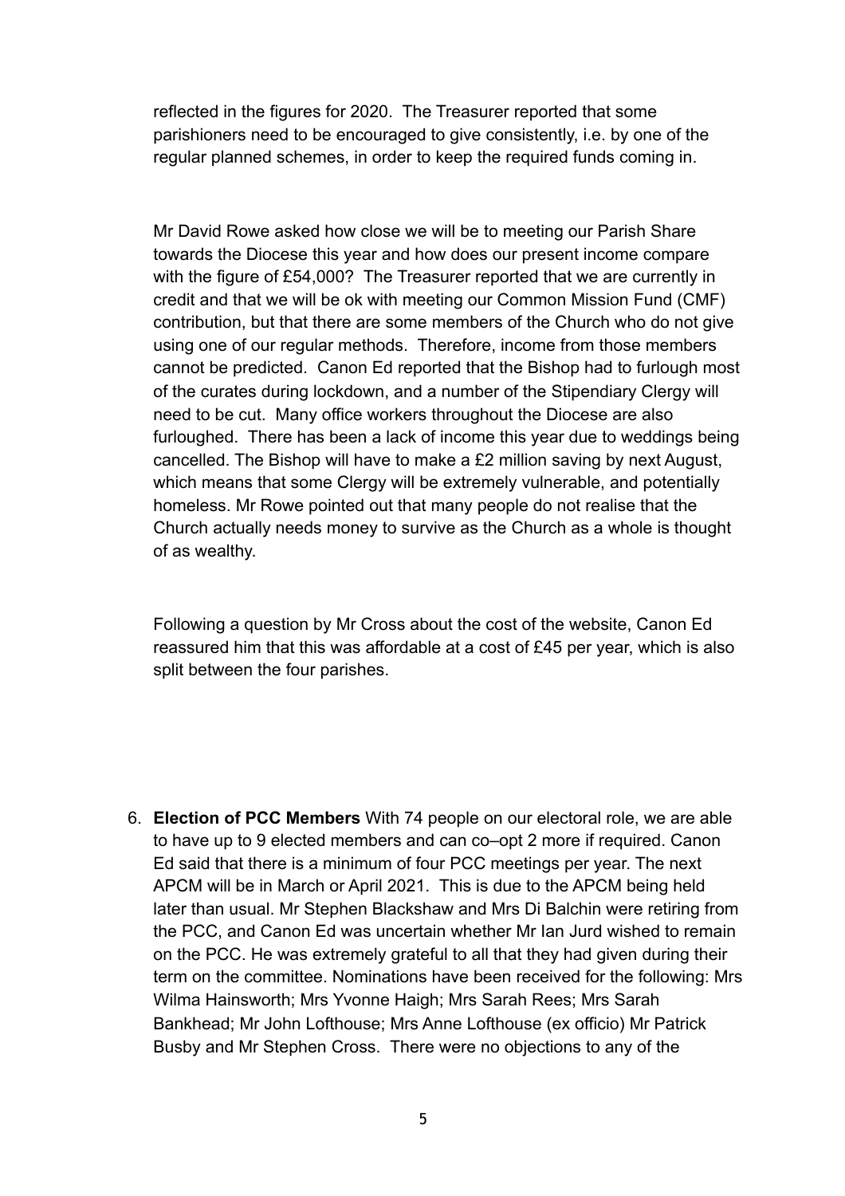reflected in the figures for 2020. The Treasurer reported that some parishioners need to be encouraged to give consistently, i.e. by one of the regular planned schemes, in order to keep the required funds coming in.

Mr David Rowe asked how close we will be to meeting our Parish Share towards the Diocese this year and how does our present income compare with the figure of £54,000? The Treasurer reported that we are currently in credit and that we will be ok with meeting our Common Mission Fund (CMF) contribution, but that there are some members of the Church who do not give using one of our regular methods. Therefore, income from those members cannot be predicted. Canon Ed reported that the Bishop had to furlough most of the curates during lockdown, and a number of the Stipendiary Clergy will need to be cut. Many office workers throughout the Diocese are also furloughed. There has been a lack of income this year due to weddings being cancelled. The Bishop will have to make a £2 million saving by next August, which means that some Clergy will be extremely vulnerable, and potentially homeless. Mr Rowe pointed out that many people do not realise that the Church actually needs money to survive as the Church as a whole is thought of as wealthy.

Following a question by Mr Cross about the cost of the website, Canon Ed reassured him that this was affordable at a cost of £45 per year, which is also split between the four parishes.

6. **Election of PCC Members** With 74 people on our electoral role, we are able to have up to 9 elected members and can co–opt 2 more if required. Canon Ed said that there is a minimum of four PCC meetings per year. The next APCM will be in March or April 2021. This is due to the APCM being held later than usual. Mr Stephen Blackshaw and Mrs Di Balchin were retiring from the PCC, and Canon Ed was uncertain whether Mr Ian Jurd wished to remain on the PCC. He was extremely grateful to all that they had given during their term on the committee. Nominations have been received for the following: Mrs Wilma Hainsworth; Mrs Yvonne Haigh; Mrs Sarah Rees; Mrs Sarah Bankhead; Mr John Lofthouse; Mrs Anne Lofthouse (ex officio) Mr Patrick Busby and Mr Stephen Cross. There were no objections to any of the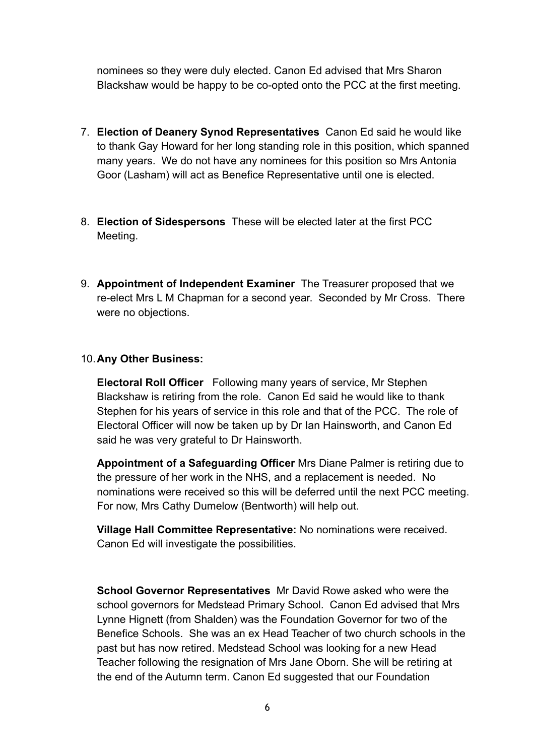nominees so they were duly elected. Canon Ed advised that Mrs Sharon Blackshaw would be happy to be co-opted onto the PCC at the first meeting.

7. **Election of Deanery Synod Representatives** Canon Ed said he would like to thank Gay Howard for her long standing role in this position, which spanned many years. We do not have any nominees for this position so Mrs Antonia Goor (Lasham) will act as Benefice Representative until one is elected.

8. **Election of Sidespersons** These will be elected later at the first PCC Meeting.

9. **Appointment of Independent Examiner** The Treasurer proposed that we re-elect Mrs L M Chapman for a second year. Seconded by Mr Cross. There were no objections.

10. **Any Other Business:**

    **Electoral Roll Officer** Following many years of service, Mr Stephen Blackshaw is retiring from the role. Canon Ed said he would like to thank Stephen for his years of service in this role and that of the PCC. The role of Electoral Officer will now be taken up by Dr Ian Hainsworth, and Canon Ed said he was very grateful to Dr Hainsworth.

    **Appointment of a Safeguarding Officer** Mrs Diane Palmer is retiring due to the pressure of her work in the NHS, and a replacement is needed. No nominations were received so this will be deferred until the next PCC meeting. For now, Mrs Cathy Dumelow (Bentworth) will help out.

    **Village Hall Committee Representative:** No nominations were received. Canon Ed will investigate the possibilities.

    **School Governor Representatives** Mr David Rowe asked who were the school governors for Medstead Primary School. Canon Ed advised that Mrs Lynne Hignett (from Shalden) was the Foundation Governor for two of the Benefice Schools. She was an ex Head Teacher of two church schools in the past but has now retired. Medstead School was looking for a new Head Teacher following the resignation of Mrs Jane Oborn. She will be retiring at the end of the Autumn term. Canon Ed suggested that our Foundation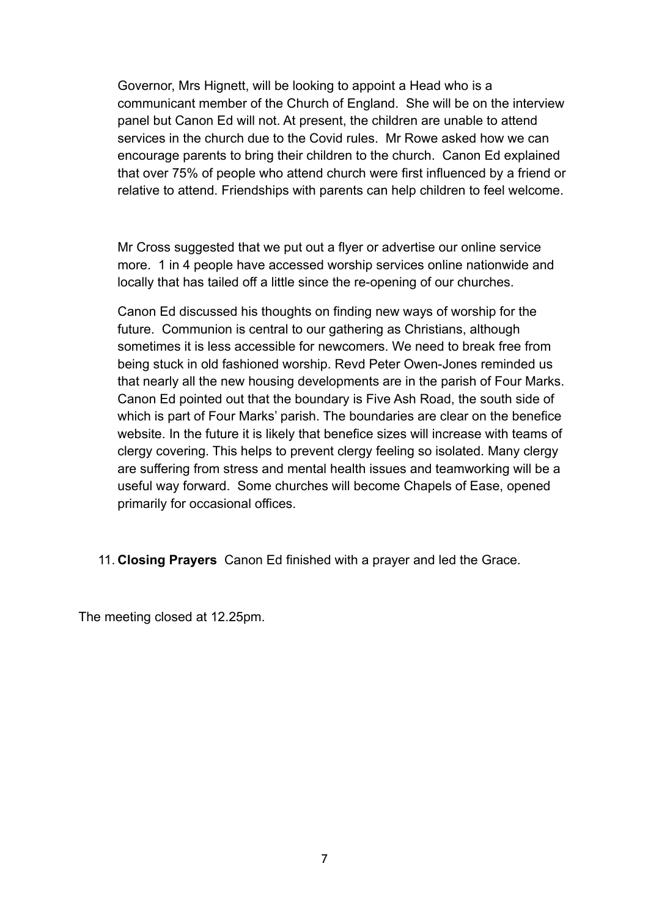Governor, Mrs Hignett, will be looking to appoint a Head who is a communicant member of the Church of England. She will be on the interview panel but Canon Ed will not. At present, the children are unable to attend services in the church due to the Covid rules. Mr Rowe asked how we can encourage parents to bring their children to the church. Canon Ed explained that over 75% of people who attend church were first influenced by a friend or relative to attend. Friendships with parents can help children to feel welcome.

Mr Cross suggested that we put out a flyer or advertise our online service more. 1 in 4 people have accessed worship services online nationwide and locally that has tailed off a little since the re-opening of our churches.

Canon Ed discussed his thoughts on finding new ways of worship for the future. Communion is central to our gathering as Christians, although sometimes it is less accessible for newcomers. We need to break free from being stuck in old fashioned worship. Revd Peter Owen-Jones reminded us that nearly all the new housing developments are in the parish of Four Marks. Canon Ed pointed out that the boundary is Five Ash Road, the south side of which is part of Four Marks' parish. The boundaries are clear on the benefice website. In the future it is likely that benefice sizes will increase with teams of clergy covering. This helps to prevent clergy feeling so isolated. Many clergy are suffering from stress and mental health issues and teamworking will be a useful way forward. Some churches will become Chapels of Ease, opened primarily for occasional offices.

11. **Closing Prayers** Canon Ed finished with a prayer and led the Grace.

The meeting closed at 12.25pm.